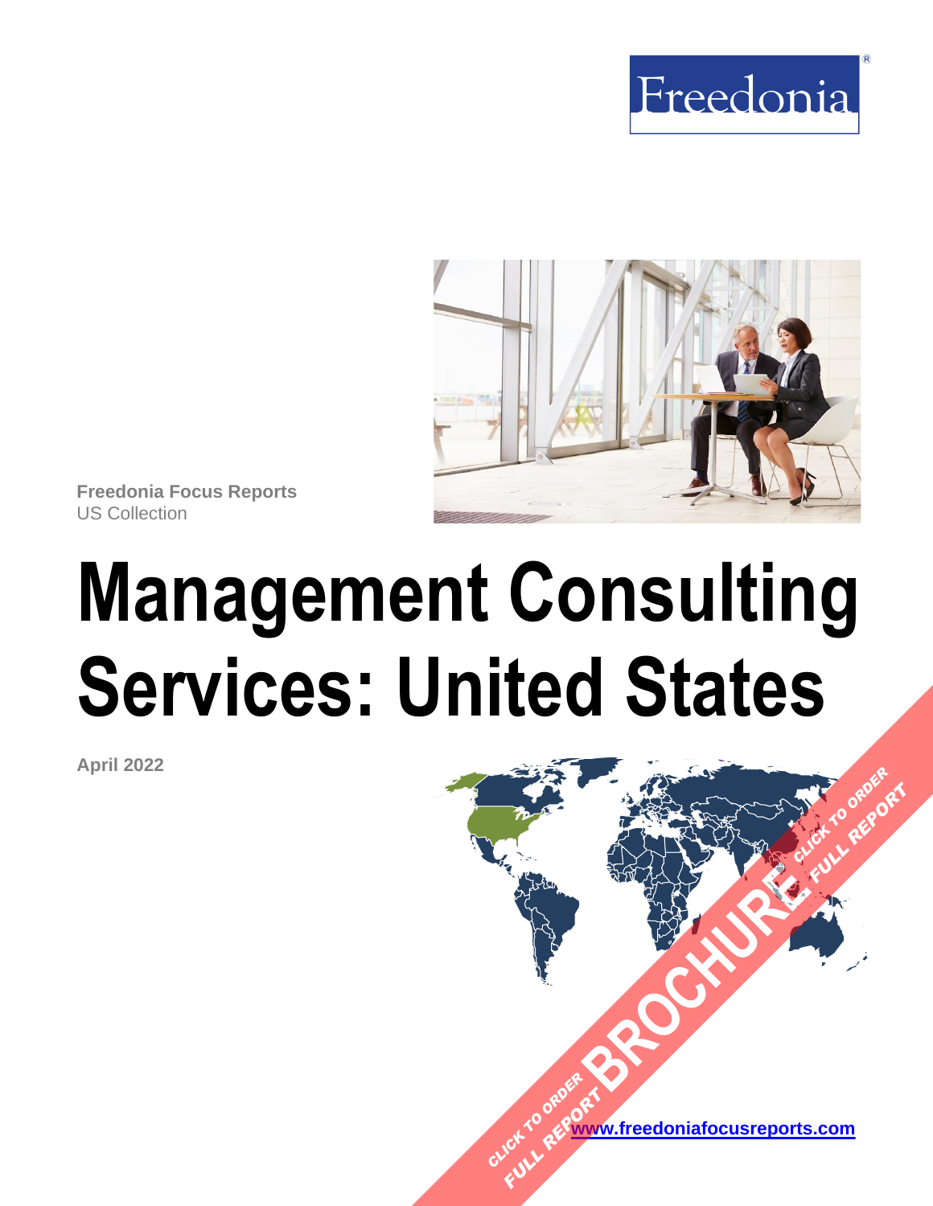Freedonia®

**Freedonia Focus Reports**
US Collection

# Management Consulting Services: United States

**April 2022**

CLICK TO ORDER FULL REPORT BROCHURE CLICK TO ORDER FULL REPORT

[www.freedoniafocusreports.com](http://www.freedoniafocusreports.com)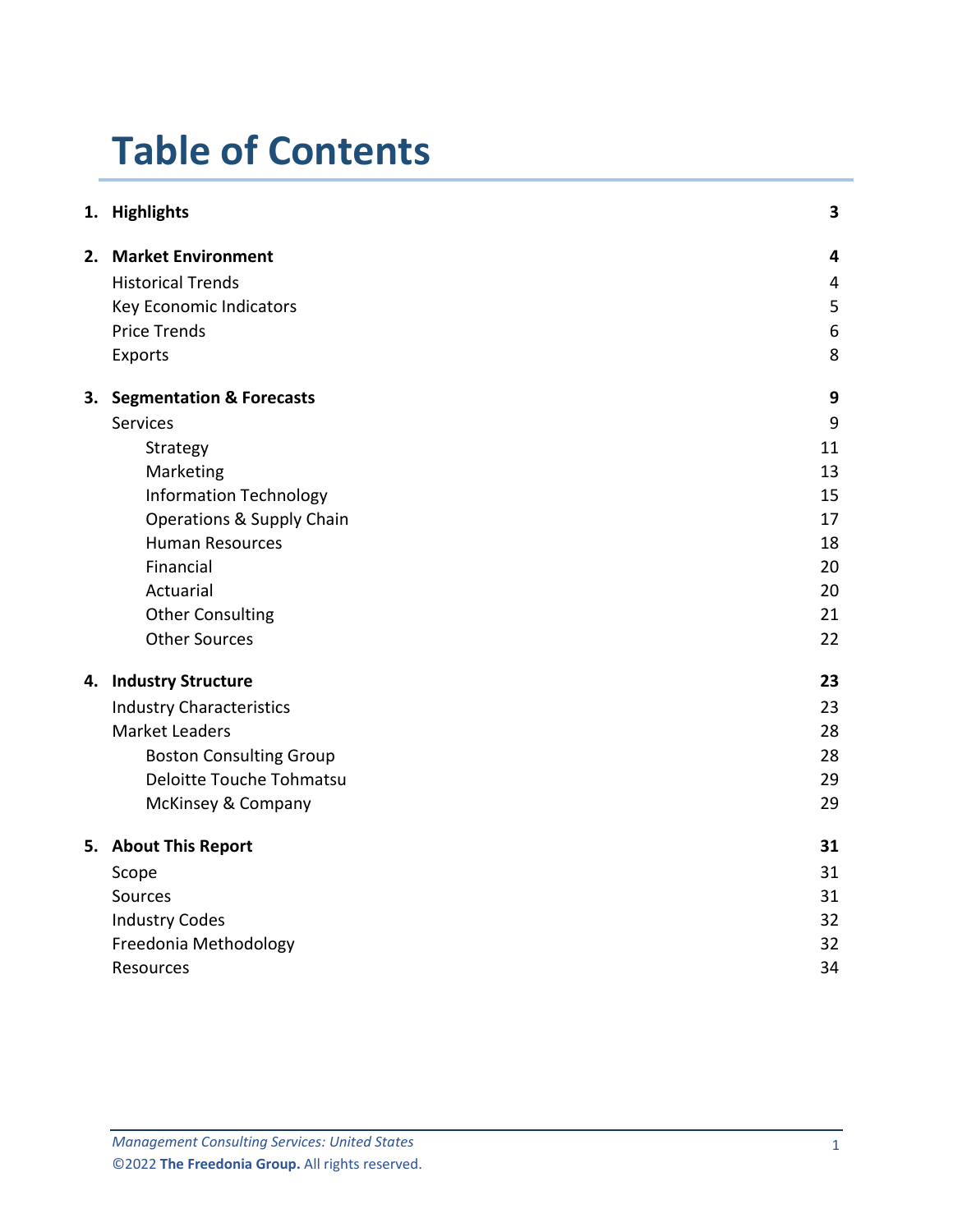# Table of Contents

| | | |
|---|---|---|
| **1.** | **Highlights** | **3** |
| **2.** | **Market Environment** | **4** |
| | Historical Trends | 4 |
| | Key Economic Indicators | 5 |
| | Price Trends | 6 |
| | Exports | 8 |
| **3.** | **Segmentation & Forecasts** | **9** |
| | Services | 9 |
| | Strategy | 11 |
| | Marketing | 13 |
| | Information Technology | 15 |
| | Operations & Supply Chain | 17 |
| | Human Resources | 18 |
| | Financial | 20 |
| | Actuarial | 20 |
| | Other Consulting | 21 |
| | Other Sources | 22 |
| **4.** | **Industry Structure** | **23** |
| | Industry Characteristics | 23 |
| | Market Leaders | 28 |
| | Boston Consulting Group | 28 |
| | Deloitte Touche Tohmatsu | 29 |
| | McKinsey & Company | 29 |
| **5.** | **About This Report** | **31** |
| | Scope | 31 |
| | Sources | 31 |
| | Industry Codes | 32 |
| | Freedonia Methodology | 32 |
| | Resources | 34 |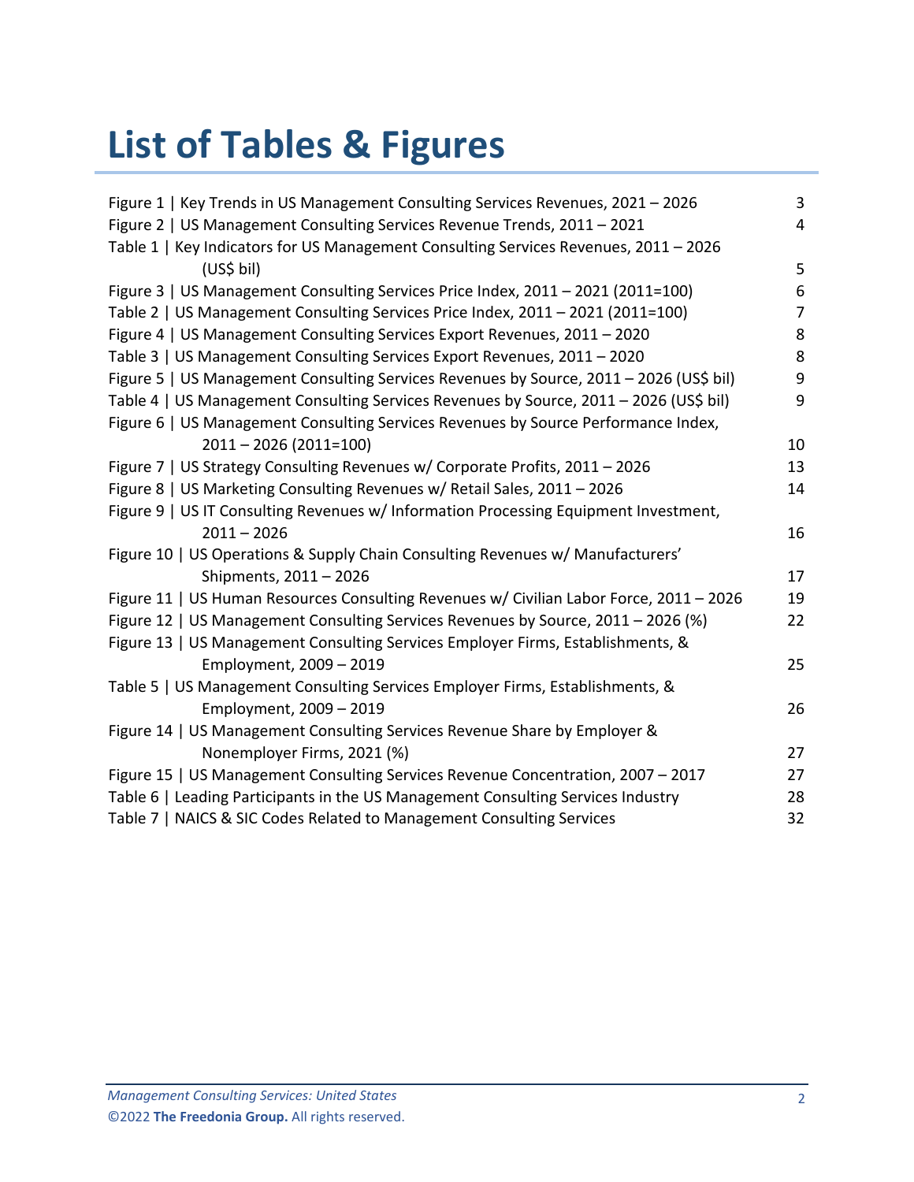# List of Tables & Figures

| | |
|---|---|
| Figure 1 \| Key Trends in US Management Consulting Services Revenues, 2021 – 2026 | 3 |
| Figure 2 \| US Management Consulting Services Revenue Trends, 2011 – 2021 | 4 |
| Table 1 \| Key Indicators for US Management Consulting Services Revenues, 2011 – 2026 (US$ bil) | 5 |
| Figure 3 \| US Management Consulting Services Price Index, 2011 – 2021 (2011=100) | 6 |
| Table 2 \| US Management Consulting Services Price Index, 2011 – 2021 (2011=100) | 7 |
| Figure 4 \| US Management Consulting Services Export Revenues, 2011 – 2020 | 8 |
| Table 3 \| US Management Consulting Services Export Revenues, 2011 – 2020 | 8 |
| Figure 5 \| US Management Consulting Services Revenues by Source, 2011 – 2026 (US$ bil) | 9 |
| Table 4 \| US Management Consulting Services Revenues by Source, 2011 – 2026 (US$ bil) | 9 |
| Figure 6 \| US Management Consulting Services Revenues by Source Performance Index, 2011 – 2026 (2011=100) | 10 |
| Figure 7 \| US Strategy Consulting Revenues w/ Corporate Profits, 2011 – 2026 | 13 |
| Figure 8 \| US Marketing Consulting Revenues w/ Retail Sales, 2011 – 2026 | 14 |
| Figure 9 \| US IT Consulting Revenues w/ Information Processing Equipment Investment, 2011 – 2026 | 16 |
| Figure 10 \| US Operations & Supply Chain Consulting Revenues w/ Manufacturers' Shipments, 2011 – 2026 | 17 |
| Figure 11 \| US Human Resources Consulting Revenues w/ Civilian Labor Force, 2011 – 2026 | 19 |
| Figure 12 \| US Management Consulting Services Revenues by Source, 2011 – 2026 (%) | 22 |
| Figure 13 \| US Management Consulting Services Employer Firms, Establishments, & Employment, 2009 – 2019 | 25 |
| Table 5 \| US Management Consulting Services Employer Firms, Establishments, & Employment, 2009 – 2019 | 26 |
| Figure 14 \| US Management Consulting Services Revenue Share by Employer & Nonemployer Firms, 2021 (%) | 27 |
| Figure 15 \| US Management Consulting Services Revenue Concentration, 2007 – 2017 | 27 |
| Table 6 \| Leading Participants in the US Management Consulting Services Industry | 28 |
| Table 7 \| NAICS & SIC Codes Related to Management Consulting Services | 32 |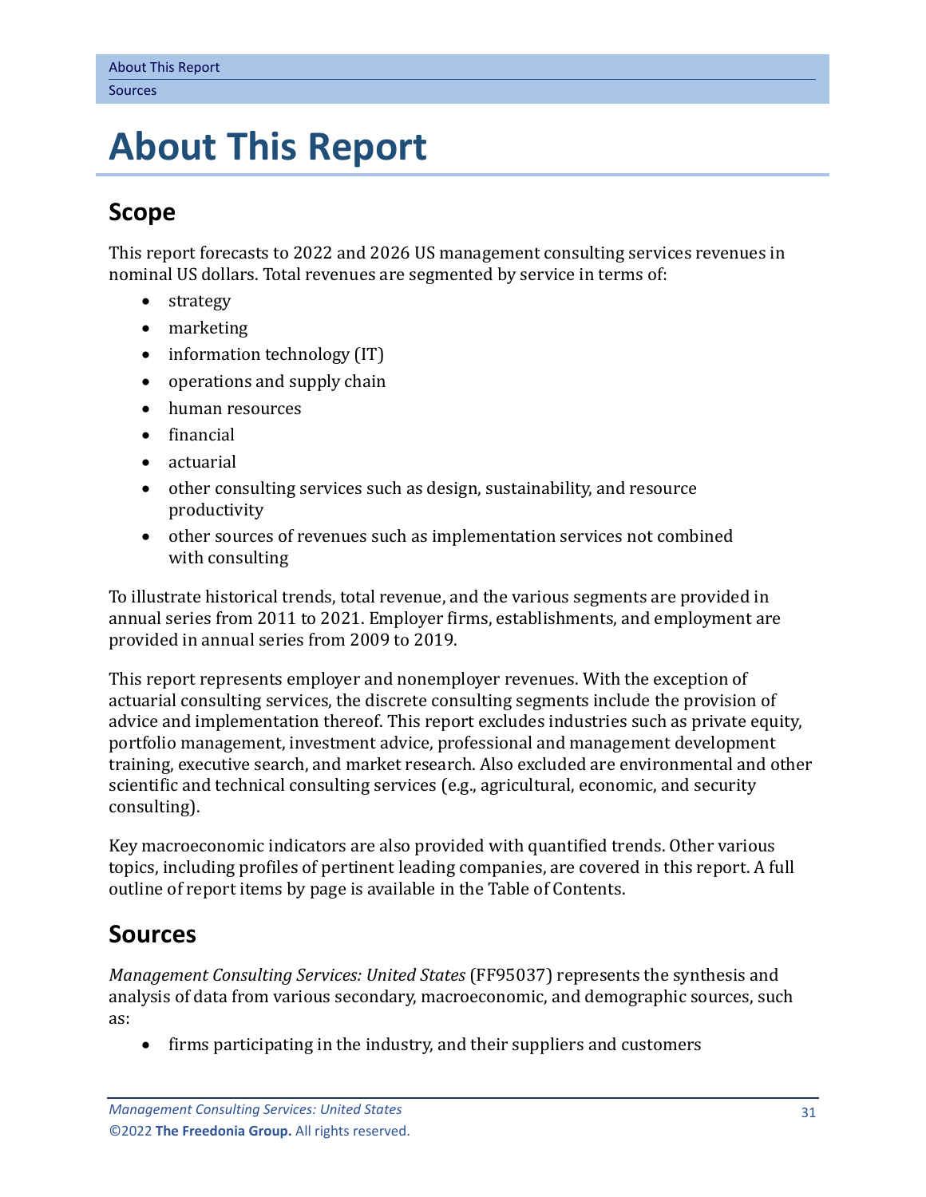# About This Report

## Scope

This report forecasts to 2022 and 2026 US management consulting services revenues in nominal US dollars. Total revenues are segmented by service in terms of:

- strategy
- marketing
- information technology (IT)
- operations and supply chain
- human resources
- financial
- actuarial
- other consulting services such as design, sustainability, and resource productivity
- other sources of revenues such as implementation services not combined with consulting

To illustrate historical trends, total revenue, and the various segments are provided in annual series from 2011 to 2021. Employer firms, establishments, and employment are provided in annual series from 2009 to 2019.

This report represents employer and nonemployer revenues. With the exception of actuarial consulting services, the discrete consulting segments include the provision of advice and implementation thereof. This report excludes industries such as private equity, portfolio management, investment advice, professional and management development training, executive search, and market research. Also excluded are environmental and other scientific and technical consulting services (e.g., agricultural, economic, and security consulting).

Key macroeconomic indicators are also provided with quantified trends. Other various topics, including profiles of pertinent leading companies, are covered in this report. A full outline of report items by page is available in the Table of Contents.

## Sources

*Management Consulting Services: United States* (FF95037) represents the synthesis and analysis of data from various secondary, macroeconomic, and demographic sources, such as:

- firms participating in the industry, and their suppliers and customers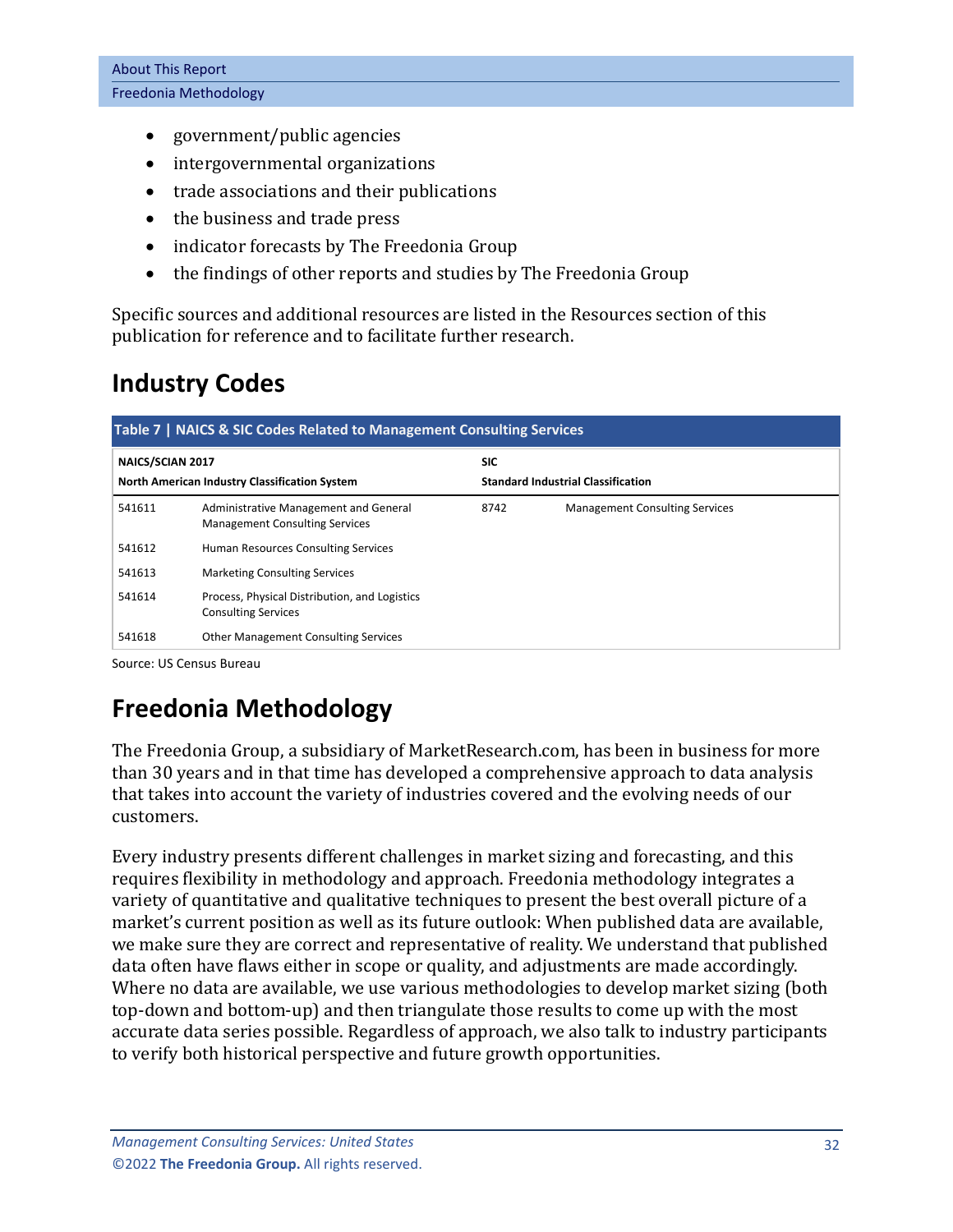- government/public agencies
- intergovernmental organizations
- trade associations and their publications
- the business and trade press
- indicator forecasts by The Freedonia Group
- the findings of other reports and studies by The Freedonia Group

Specific sources and additional resources are listed in the Resources section of this publication for reference and to facilitate further research.

## Industry Codes

**Table 7 | NAICS & SIC Codes Related to Management Consulting Services**

| NAICS/SCIAN 2017 North American Industry Classification System | | SIC Standard Industrial Classification | |
|---|---|---|---|
| 541611 | Administrative Management and General Management Consulting Services | 8742 | Management Consulting Services |
| 541612 | Human Resources Consulting Services | | |
| 541613 | Marketing Consulting Services | | |
| 541614 | Process, Physical Distribution, and Logistics Consulting Services | | |
| 541618 | Other Management Consulting Services | | |

Source: US Census Bureau

## Freedonia Methodology

The Freedonia Group, a subsidiary of MarketResearch.com, has been in business for more than 30 years and in that time has developed a comprehensive approach to data analysis that takes into account the variety of industries covered and the evolving needs of our customers.

Every industry presents different challenges in market sizing and forecasting, and this requires flexibility in methodology and approach. Freedonia methodology integrates a variety of quantitative and qualitative techniques to present the best overall picture of a market's current position as well as its future outlook: When published data are available, we make sure they are correct and representative of reality. We understand that published data often have flaws either in scope or quality, and adjustments are made accordingly. Where no data are available, we use various methodologies to develop market sizing (both top-down and bottom-up) and then triangulate those results to come up with the most accurate data series possible. Regardless of approach, we also talk to industry participants to verify both historical perspective and future growth opportunities.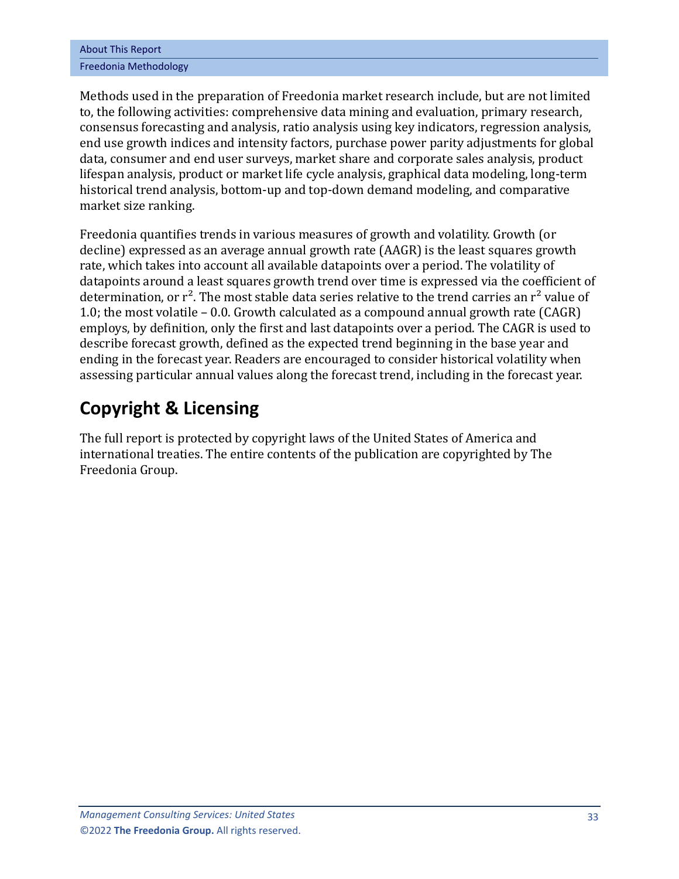Methods used in the preparation of Freedonia market research include, but are not limited to, the following activities: comprehensive data mining and evaluation, primary research, consensus forecasting and analysis, ratio analysis using key indicators, regression analysis, end use growth indices and intensity factors, purchase power parity adjustments for global data, consumer and end user surveys, market share and corporate sales analysis, product lifespan analysis, product or market life cycle analysis, graphical data modeling, long-term historical trend analysis, bottom-up and top-down demand modeling, and comparative market size ranking.

Freedonia quantifies trends in various measures of growth and volatility. Growth (or decline) expressed as an average annual growth rate (AAGR) is the least squares growth rate, which takes into account all available datapoints over a period. The volatility of datapoints around a least squares growth trend over time is expressed via the coefficient of determination, or $r^2$. The most stable data series relative to the trend carries an $r^2$ value of 1.0; the most volatile – 0.0. Growth calculated as a compound annual growth rate (CAGR) employs, by definition, only the first and last datapoints over a period. The CAGR is used to describe forecast growth, defined as the expected trend beginning in the base year and ending in the forecast year. Readers are encouraged to consider historical volatility when assessing particular annual values along the forecast trend, including in the forecast year.

## Copyright & Licensing

The full report is protected by copyright laws of the United States of America and international treaties. The entire contents of the publication are copyrighted by The Freedonia Group.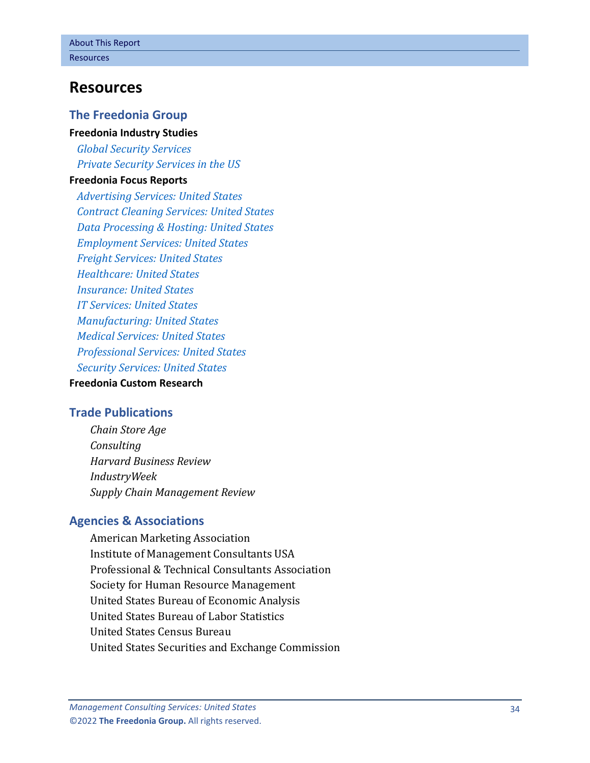# Resources

## The Freedonia Group

**Freedonia Industry Studies**

*Global Security Services*
*Private Security Services in the US*

**Freedonia Focus Reports**

*Advertising Services: United States*
*Contract Cleaning Services: United States*
*Data Processing & Hosting: United States*
*Employment Services: United States*
*Freight Services: United States*
*Healthcare: United States*
*Insurance: United States*
*IT Services: United States*
*Manufacturing: United States*
*Medical Services: United States*
*Professional Services: United States*
*Security Services: United States*

**Freedonia Custom Research**

## Trade Publications

*Chain Store Age*
*Consulting*
*Harvard Business Review*
*IndustryWeek*
*Supply Chain Management Review*

## Agencies & Associations

American Marketing Association
Institute of Management Consultants USA
Professional & Technical Consultants Association
Society for Human Resource Management
United States Bureau of Economic Analysis
United States Bureau of Labor Statistics
United States Census Bureau
United States Securities and Exchange Commission